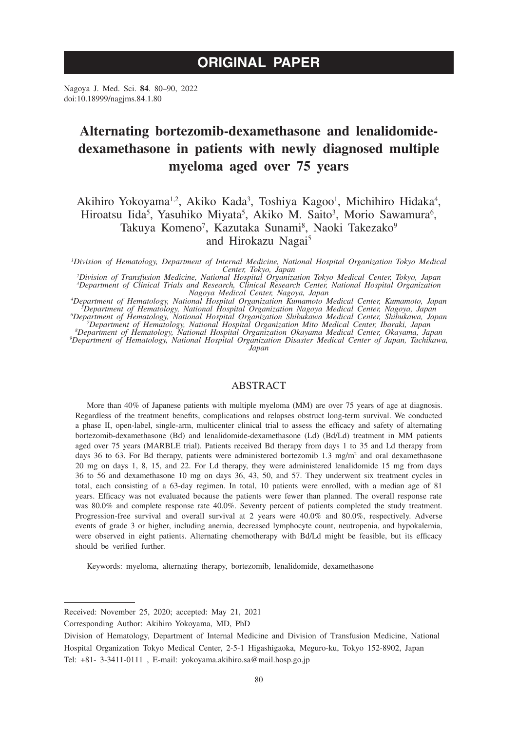# ORIGINAL PAPER

Nagoya J. Med. Sci. **84**. 80–90, 2022
doi:10.18999/nagjms.84.1.80

# Alternating bortezomib-dexamethasone and lenalidomide-dexamethasone in patients with newly diagnosed multiple myeloma aged over 75 years

Akihiro Yokoyama[1,2], Akiko Kada[3], Toshiya Kagoo[1], Michihiro Hidaka[4], Hiroatsu Iida[5], Yasuhiko Miyata[5], Akiko M. Saito[3], Morio Sawamura[6], Takuya Komeno[7], Kazutaka Sunami[8], Naoki Takezako[9] and Hirokazu Nagai[5]

*[1]Division of Hematology, Department of Internal Medicine, National Hospital Organization Tokyo Medical Center, Tokyo, Japan*
*[2]Division of Transfusion Medicine, National Hospital Organization Tokyo Medical Center, Tokyo, Japan*
*[3]Department of Clinical Trials and Research, Clinical Research Center, National Hospital Organization Nagoya Medical Center, Nagoya, Japan*
*[4]Department of Hematology, National Hospital Organization Kumamoto Medical Center, Kumamoto, Japan*
*[5]Department of Hematology, National Hospital Organization Nagoya Medical Center, Nagoya, Japan*
*[6]Department of Hematology, National Hospital Organization Shibukawa Medical Center, Shibukawa, Japan*
*[7]Department of Hematology, National Hospital Organization Mito Medical Center, Ibaraki, Japan*
*[8]Department of Hematology, National Hospital Organization Okayama Medical Center, Okayama, Japan*
*[9]Department of Hematology, National Hospital Organization Disaster Medical Center of Japan, Tachikawa, Japan*

## ABSTRACT

More than 40% of Japanese patients with multiple myeloma (MM) are over 75 years of age at diagnosis. Regardless of the treatment benefits, complications and relapses obstruct long-term survival. We conducted a phase II, open-label, single-arm, multicenter clinical trial to assess the efficacy and safety of alternating bortezomib-dexamethasone (Bd) and lenalidomide-dexamethasone (Ld) (Bd/Ld) treatment in MM patients aged over 75 years (MARBLE trial). Patients received Bd therapy from days 1 to 35 and Ld therapy from days 36 to 63. For Bd therapy, patients were administered bortezomib 1.3 mg/m$^2$ and oral dexamethasone 20 mg on days 1, 8, 15, and 22. For Ld therapy, they were administered lenalidomide 15 mg from days 36 to 56 and dexamethasone 10 mg on days 36, 43, 50, and 57. They underwent six treatment cycles in total, each consisting of a 63-day regimen. In total, 10 patients were enrolled, with a median age of 81 years. Efficacy was not evaluated because the patients were fewer than planned. The overall response rate was 80.0% and complete response rate 40.0%. Seventy percent of patients completed the study treatment. Progression-free survival and overall survival at 2 years were 40.0% and 80.0%, respectively. Adverse events of grade 3 or higher, including anemia, decreased lymphocyte count, neutropenia, and hypokalemia, were observed in eight patients. Alternating chemotherapy with Bd/Ld might be feasible, but its efficacy should be verified further.

Keywords: myeloma, alternating therapy, bortezomib, lenalidomide, dexamethasone

---

Received: November 25, 2020; accepted: May 21, 2021

Corresponding Author: Akihiro Yokoyama, MD, PhD

Division of Hematology, Department of Internal Medicine and Division of Transfusion Medicine, National Hospital Organization Tokyo Medical Center, 2-5-1 Higashigaoka, Meguro-ku, Tokyo 152-8902, Japan

Tel: +81- 3-3411-0111 , E-mail: yokoyama.akihiro.sa@mail.hosp.go.jp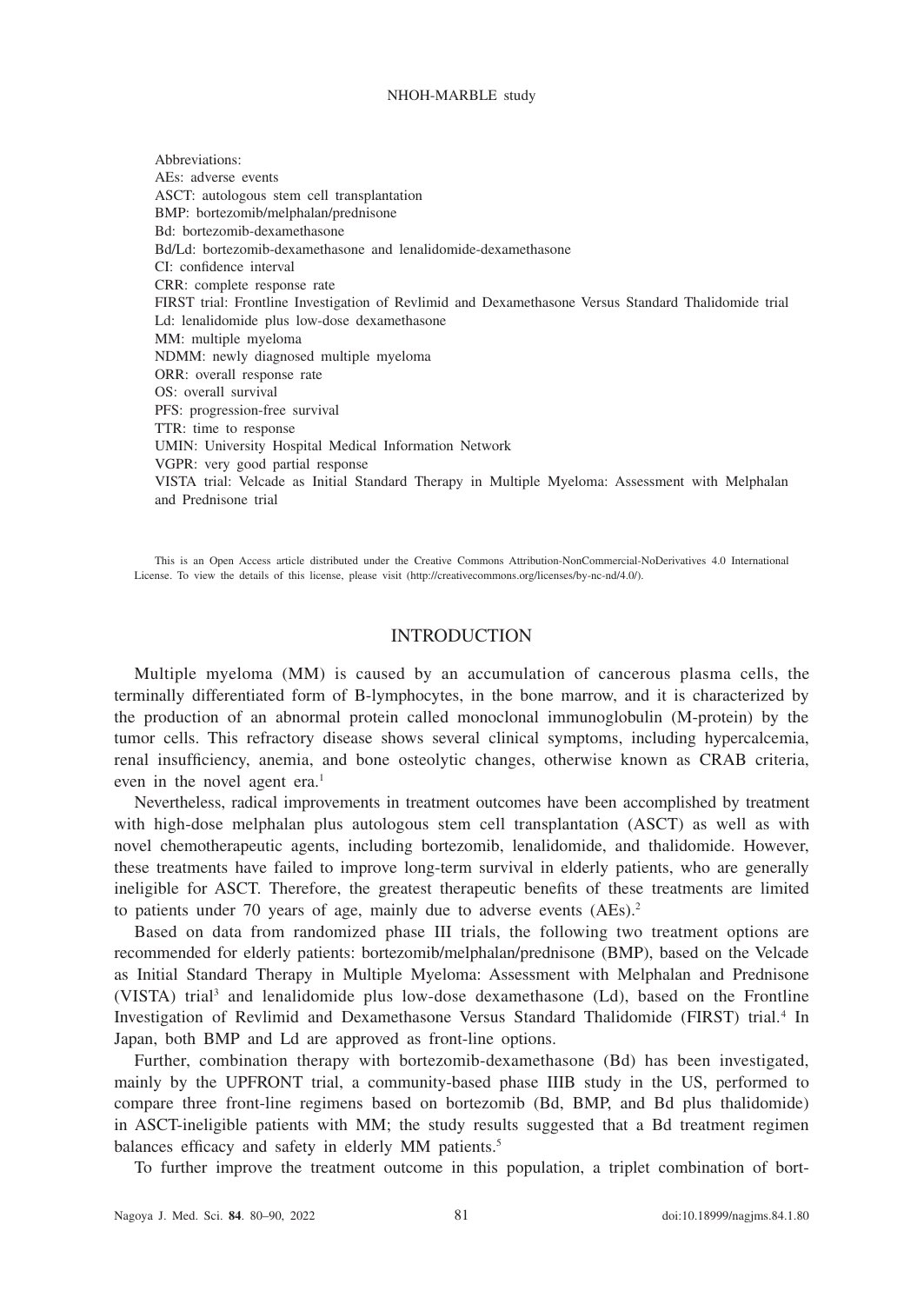Abbreviations:
AEs: adverse events
ASCT: autologous stem cell transplantation
BMP: bortezomib/melphalan/prednisone
Bd: bortezomib-dexamethasone
Bd/Ld: bortezomib-dexamethasone and lenalidomide-dexamethasone
CI: confidence interval
CRR: complete response rate
FIRST trial: Frontline Investigation of Revlimid and Dexamethasone Versus Standard Thalidomide trial
Ld: lenalidomide plus low-dose dexamethasone
MM: multiple myeloma
NDMM: newly diagnosed multiple myeloma
ORR: overall response rate
OS: overall survival
PFS: progression-free survival
TTR: time to response
UMIN: University Hospital Medical Information Network
VGPR: very good partial response
VISTA trial: Velcade as Initial Standard Therapy in Multiple Myeloma: Assessment with Melphalan and Prednisone trial

This is an Open Access article distributed under the Creative Commons Attribution-NonCommercial-NoDerivatives 4.0 International License. To view the details of this license, please visit (http://creativecommons.org/licenses/by-nc-nd/4.0/).

## INTRODUCTION

Multiple myeloma (MM) is caused by an accumulation of cancerous plasma cells, the terminally differentiated form of B-lymphocytes, in the bone marrow, and it is characterized by the production of an abnormal protein called monoclonal immunoglobulin (M-protein) by the tumor cells. This refractory disease shows several clinical symptoms, including hypercalcemia, renal insufficiency, anemia, and bone osteolytic changes, otherwise known as CRAB criteria, even in the novel agent era.[1]

Nevertheless, radical improvements in treatment outcomes have been accomplished by treatment with high-dose melphalan plus autologous stem cell transplantation (ASCT) as well as with novel chemotherapeutic agents, including bortezomib, lenalidomide, and thalidomide. However, these treatments have failed to improve long-term survival in elderly patients, who are generally ineligible for ASCT. Therefore, the greatest therapeutic benefits of these treatments are limited to patients under 70 years of age, mainly due to adverse events (AEs).[2]

Based on data from randomized phase III trials, the following two treatment options are recommended for elderly patients: bortezomib/melphalan/prednisone (BMP), based on the Velcade as Initial Standard Therapy in Multiple Myeloma: Assessment with Melphalan and Prednisone (VISTA) trial[3] and lenalidomide plus low-dose dexamethasone (Ld), based on the Frontline Investigation of Revlimid and Dexamethasone Versus Standard Thalidomide (FIRST) trial.[4] In Japan, both BMP and Ld are approved as front-line options.

Further, combination therapy with bortezomib-dexamethasone (Bd) has been investigated, mainly by the UPFRONT trial, a community-based phase IIIB study in the US, performed to compare three front-line regimens based on bortezomib (Bd, BMP, and Bd plus thalidomide) in ASCT-ineligible patients with MM; the study results suggested that a Bd treatment regimen balances efficacy and safety in elderly MM patients.[5]

To further improve the treatment outcome in this population, a triplet combination of bort-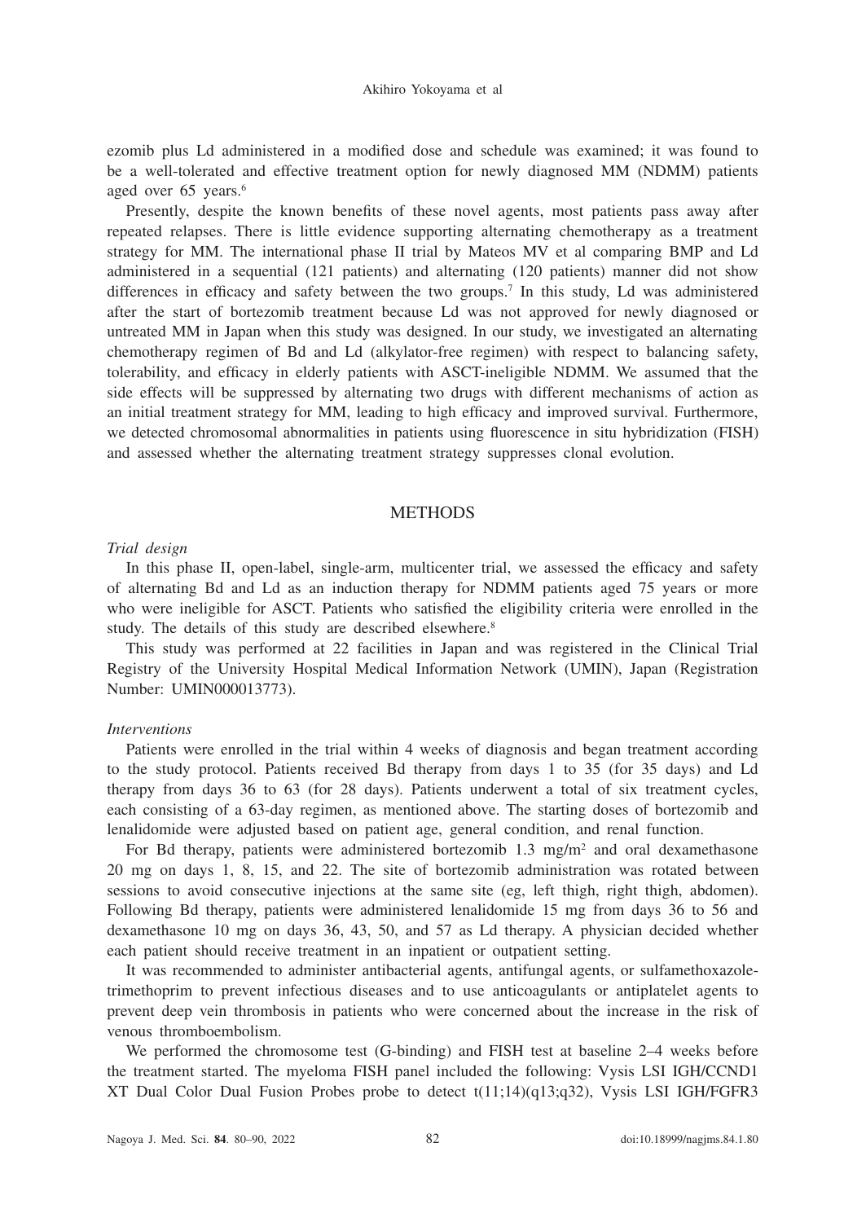ezomib plus Ld administered in a modified dose and schedule was examined; it was found to be a well-tolerated and effective treatment option for newly diagnosed MM (NDMM) patients aged over 65 years.[6]

Presently, despite the known benefits of these novel agents, most patients pass away after repeated relapses. There is little evidence supporting alternating chemotherapy as a treatment strategy for MM. The international phase II trial by Mateos MV et al comparing BMP and Ld administered in a sequential (121 patients) and alternating (120 patients) manner did not show differences in efficacy and safety between the two groups.[7] In this study, Ld was administered after the start of bortezomib treatment because Ld was not approved for newly diagnosed or untreated MM in Japan when this study was designed. In our study, we investigated an alternating chemotherapy regimen of Bd and Ld (alkylator-free regimen) with respect to balancing safety, tolerability, and efficacy in elderly patients with ASCT-ineligible NDMM. We assumed that the side effects will be suppressed by alternating two drugs with different mechanisms of action as an initial treatment strategy for MM, leading to high efficacy and improved survival. Furthermore, we detected chromosomal abnormalities in patients using fluorescence in situ hybridization (FISH) and assessed whether the alternating treatment strategy suppresses clonal evolution.

## METHODS

*Trial design*

In this phase II, open-label, single-arm, multicenter trial, we assessed the efficacy and safety of alternating Bd and Ld as an induction therapy for NDMM patients aged 75 years or more who were ineligible for ASCT. Patients who satisfied the eligibility criteria were enrolled in the study. The details of this study are described elsewhere.[8]

This study was performed at 22 facilities in Japan and was registered in the Clinical Trial Registry of the University Hospital Medical Information Network (UMIN), Japan (Registration Number: UMIN000013773).

*Interventions*

Patients were enrolled in the trial within 4 weeks of diagnosis and began treatment according to the study protocol. Patients received Bd therapy from days 1 to 35 (for 35 days) and Ld therapy from days 36 to 63 (for 28 days). Patients underwent a total of six treatment cycles, each consisting of a 63-day regimen, as mentioned above. The starting doses of bortezomib and lenalidomide were adjusted based on patient age, general condition, and renal function.

For Bd therapy, patients were administered bortezomib 1.3 mg/m$^2$ and oral dexamethasone 20 mg on days 1, 8, 15, and 22. The site of bortezomib administration was rotated between sessions to avoid consecutive injections at the same site (eg, left thigh, right thigh, abdomen). Following Bd therapy, patients were administered lenalidomide 15 mg from days 36 to 56 and dexamethasone 10 mg on days 36, 43, 50, and 57 as Ld therapy. A physician decided whether each patient should receive treatment in an inpatient or outpatient setting.

It was recommended to administer antibacterial agents, antifungal agents, or sulfamethoxazole-trimethoprim to prevent infectious diseases and to use anticoagulants or antiplatelet agents to prevent deep vein thrombosis in patients who were concerned about the increase in the risk of venous thromboembolism.

We performed the chromosome test (G-binding) and FISH test at baseline 2–4 weeks before the treatment started. The myeloma FISH panel included the following: Vysis LSI IGH/CCND1 XT Dual Color Dual Fusion Probes probe to detect t(11;14)(q13;q32), Vysis LSI IGH/FGFR3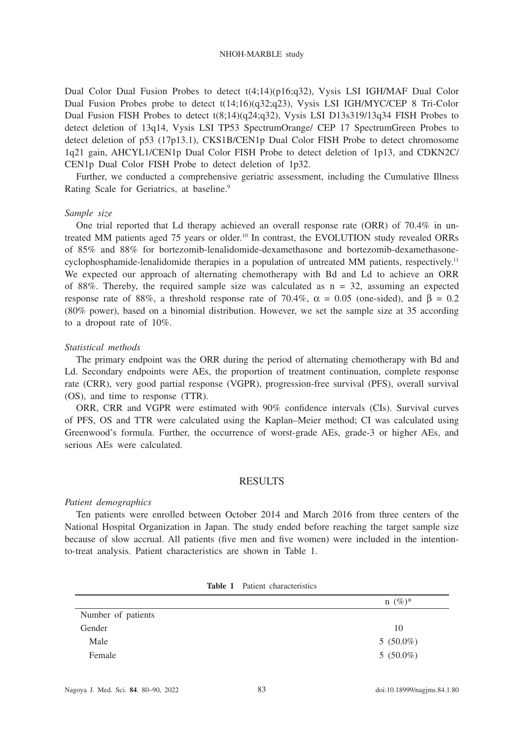Dual Color Dual Fusion Probes to detect t(4;14)(p16;q32), Vysis LSI IGH/MAF Dual Color Dual Fusion Probes probe to detect t(14;16)(q32;q23), Vysis LSI IGH/MYC/CEP 8 Tri-Color Dual Fusion FISH Probes to detect t(8;14)(q24;q32), Vysis LSI D13s319/13q34 FISH Probes to detect deletion of 13q14, Vysis LSI TP53 SpectrumOrange/ CEP 17 SpectrumGreen Probes to detect deletion of p53 (17p13.1), CKS1B/CEN1p Dual Color FISH Probe to detect chromosome 1q21 gain, AHCYL1/CEN1p Dual Color FISH Probe to detect deletion of 1p13, and CDKN2C/CEN1p Dual Color FISH Probe to detect deletion of 1p32.

Further, we conducted a comprehensive geriatric assessment, including the Cumulative Illness Rating Scale for Geriatrics, at baseline.[9]

*Sample size*

One trial reported that Ld therapy achieved an overall response rate (ORR) of 70.4% in untreated MM patients aged 75 years or older.[10] In contrast, the EVOLUTION study revealed ORRs of 85% and 88% for bortezomib-lenalidomide-dexamethasone and bortezomib-dexamethasone-cyclophosphamide-lenalidomide therapies in a population of untreated MM patients, respectively.[11] We expected our approach of alternating chemotherapy with Bd and Ld to achieve an ORR of 88%. Thereby, the required sample size was calculated as n = 32, assuming an expected response rate of 88%, a threshold response rate of 70.4%, $\alpha = 0.05$ (one-sided), and $\beta = 0.2$ (80% power), based on a binomial distribution. However, we set the sample size at 35 according to a dropout rate of 10%.

*Statistical methods*

The primary endpoint was the ORR during the period of alternating chemotherapy with Bd and Ld. Secondary endpoints were AEs, the proportion of treatment continuation, complete response rate (CRR), very good partial response (VGPR), progression-free survival (PFS), overall survival (OS), and time to response (TTR).

ORR, CRR and VGPR were estimated with 90% confidence intervals (CIs). Survival curves of PFS, OS and TTR were calculated using the Kaplan–Meier method; CI was calculated using Greenwood's formula. Further, the occurrence of worst-grade AEs, grade-3 or higher AEs, and serious AEs were calculated.

## RESULTS

*Patient demographics*

Ten patients were enrolled between October 2014 and March 2016 from three centers of the National Hospital Organization in Japan. The study ended before reaching the target sample size because of slow accrual. All patients (five men and five women) were included in the intention-to-treat analysis. Patient characteristics are shown in Table 1.

**Table 1** Patient characteristics

| | n (%)* |
|---|---|
| Number of patients | |
| Gender | 10 |
| Male | 5 (50.0%) |
| Female | 5 (50.0%) |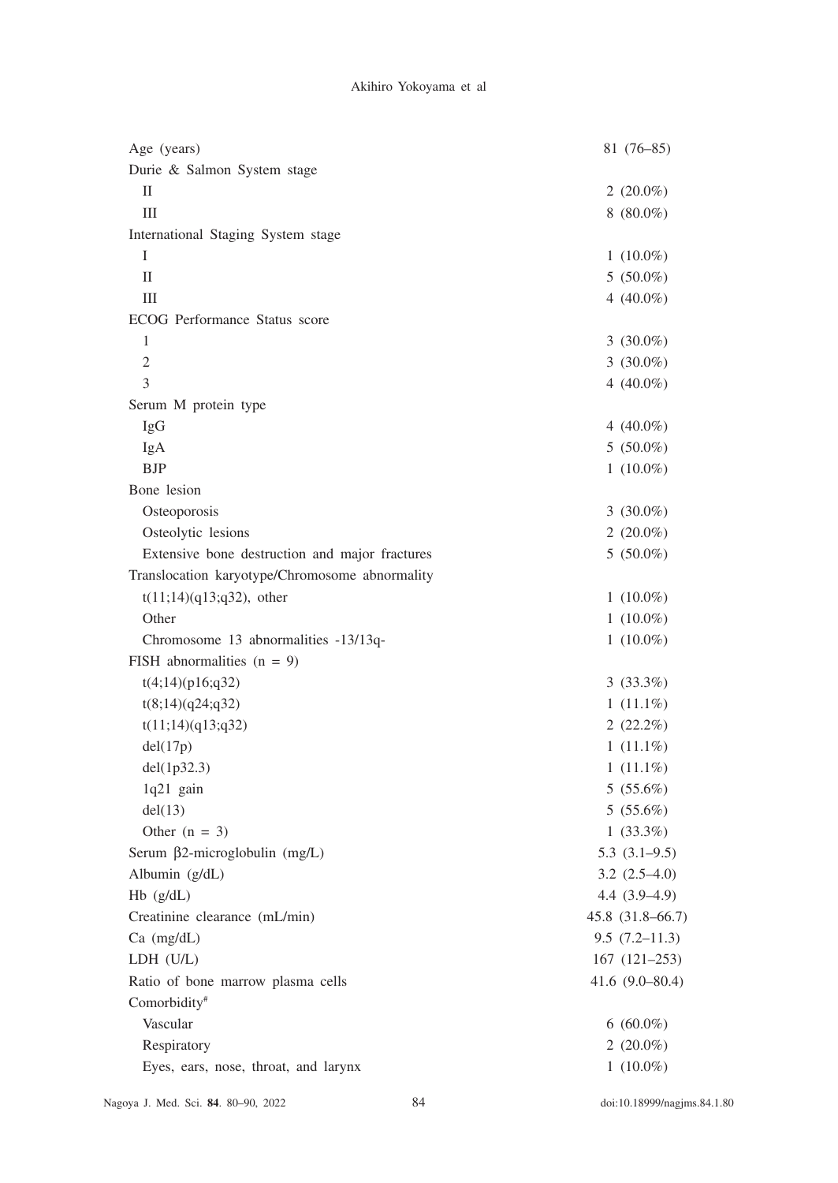| | |
|---|---|
| Age (years) | 81 (76–85) |
| Durie & Salmon System stage | |
| II | 2 (20.0%) |
| III | 8 (80.0%) |
| International Staging System stage | |
| I | 1 (10.0%) |
| II | 5 (50.0%) |
| III | 4 (40.0%) |
| ECOG Performance Status score | |
| 1 | 3 (30.0%) |
| 2 | 3 (30.0%) |
| 3 | 4 (40.0%) |
| Serum M protein type | |
| IgG | 4 (40.0%) |
| IgA | 5 (50.0%) |
| BJP | 1 (10.0%) |
| Bone lesion | |
| Osteoporosis | 3 (30.0%) |
| Osteolytic lesions | 2 (20.0%) |
| Extensive bone destruction and major fractures | 5 (50.0%) |
| Translocation karyotype/Chromosome abnormality | |
| t(11;14)(q13;q32), other | 1 (10.0%) |
| Other | 1 (10.0%) |
| Chromosome 13 abnormalities -13/13q- | 1 (10.0%) |
| FISH abnormalities (n = 9) | |
| t(4;14)(p16;q32) | 3 (33.3%) |
| t(8;14)(q24;q32) | 1 (11.1%) |
| t(11;14)(q13;q32) | 2 (22.2%) |
| del(17p) | 1 (11.1%) |
| del(1p32.3) | 1 (11.1%) |
| 1q21 gain | 5 (55.6%) |
| del(13) | 5 (55.6%) |
| Other (n = 3) | 1 (33.3%) |
| Serum β2-microglobulin (mg/L) | 5.3 (3.1–9.5) |
| Albumin (g/dL) | 3.2 (2.5–4.0) |
| Hb (g/dL) | 4.4 (3.9–4.9) |
| Creatinine clearance (mL/min) | 45.8 (31.8–66.7) |
| Ca (mg/dL) | 9.5 (7.2–11.3) |
| LDH (U/L) | 167 (121–253) |
| Ratio of bone marrow plasma cells | 41.6 (9.0–80.4) |
| Comorbidity[#] | |
| Vascular | 6 (60.0%) |
| Respiratory | 2 (20.0%) |
| Eyes, ears, nose, throat, and larynx | 1 (10.0%) |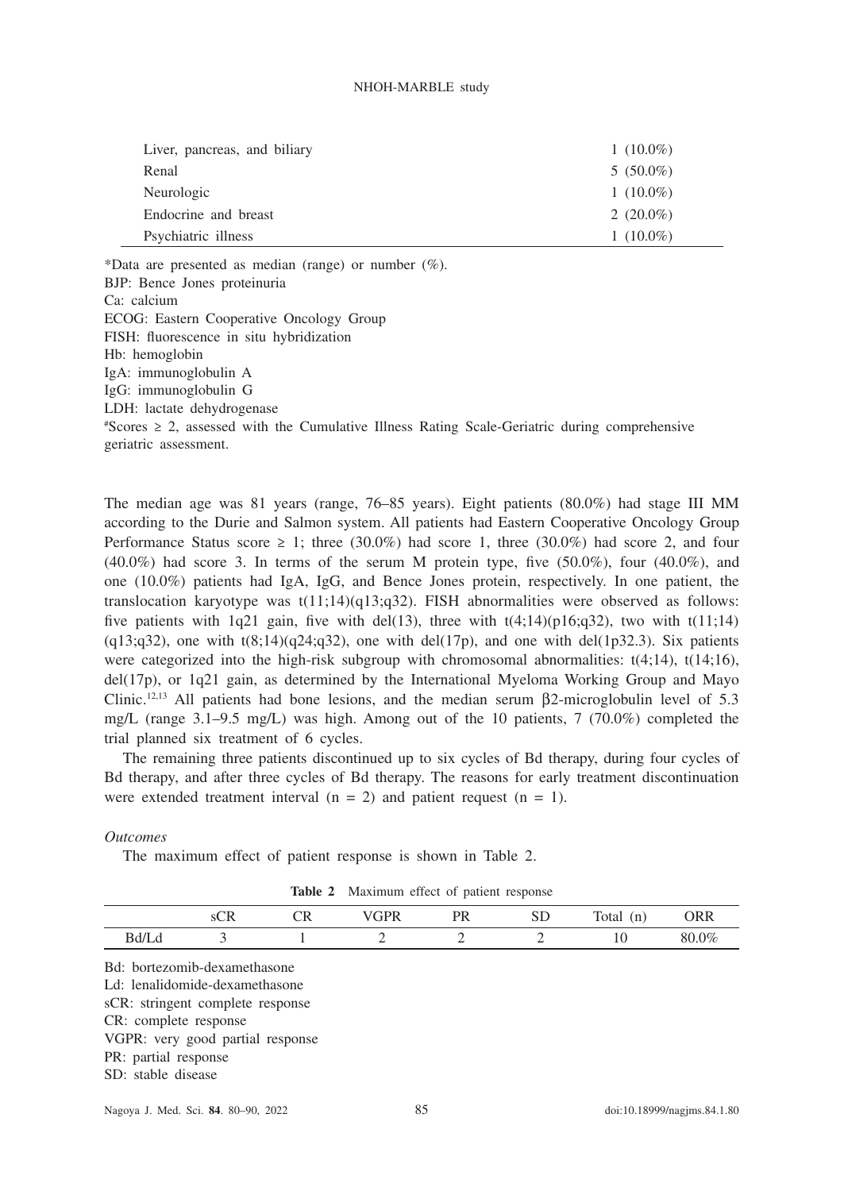| | |
|---|---|
| Liver, pancreas, and biliary | 1 (10.0%) |
| Renal | 5 (50.0%) |
| Neurologic | 1 (10.0%) |
| Endocrine and breast | 2 (20.0%) |
| Psychiatric illness | 1 (10.0%) |

*Data are presented as median (range) or number (%).
BJP: Bence Jones proteinuria
Ca: calcium
ECOG: Eastern Cooperative Oncology Group
FISH: fluorescence in situ hybridization
Hb: hemoglobin
IgA: immunoglobulin A
IgG: immunoglobulin G
LDH: lactate dehydrogenase
#Scores ≥ 2, assessed with the Cumulative Illness Rating Scale-Geriatric during comprehensive geriatric assessment.

The median age was 81 years (range, 76–85 years). Eight patients (80.0%) had stage III MM according to the Durie and Salmon system. All patients had Eastern Cooperative Oncology Group Performance Status score ≥ 1; three (30.0%) had score 1, three (30.0%) had score 2, and four (40.0%) had score 3. In terms of the serum M protein type, five (50.0%), four (40.0%), and one (10.0%) patients had IgA, IgG, and Bence Jones protein, respectively. In one patient, the translocation karyotype was t(11;14)(q13;q32). FISH abnormalities were observed as follows: five patients with 1q21 gain, five with del(13), three with t(4;14)(p16;q32), two with t(11;14)(q13;q32), one with t(8;14)(q24;q32), one with del(17p), and one with del(1p32.3). Six patients were categorized into the high-risk subgroup with chromosomal abnormalities: t(4;14), t(14;16), del(17p), or 1q21 gain, as determined by the International Myeloma Working Group and Mayo Clinic.[12,13] All patients had bone lesions, and the median serum β2-microglobulin level of 5.3 mg/L (range 3.1–9.5 mg/L) was high. Among out of the 10 patients, 7 (70.0%) completed the trial planned six treatment of 6 cycles.

The remaining three patients discontinued up to six cycles of Bd therapy, during four cycles of Bd therapy, and after three cycles of Bd therapy. The reasons for early treatment discontinuation were extended treatment interval (n = 2) and patient request (n = 1).

*Outcomes*

The maximum effect of patient response is shown in Table 2.

**Table 2** Maximum effect of patient response

| | sCR | CR | VGPR | PR | SD | Total (n) | ORR |
|---|---|---|---|---|---|---|---|
| Bd/Ld | 3 | 1 | 2 | 2 | 2 | 10 | 80.0% |

Bd: bortezomib-dexamethasone
Ld: lenalidomide-dexamethasone
sCR: stringent complete response
CR: complete response
VGPR: very good partial response
PR: partial response
SD: stable disease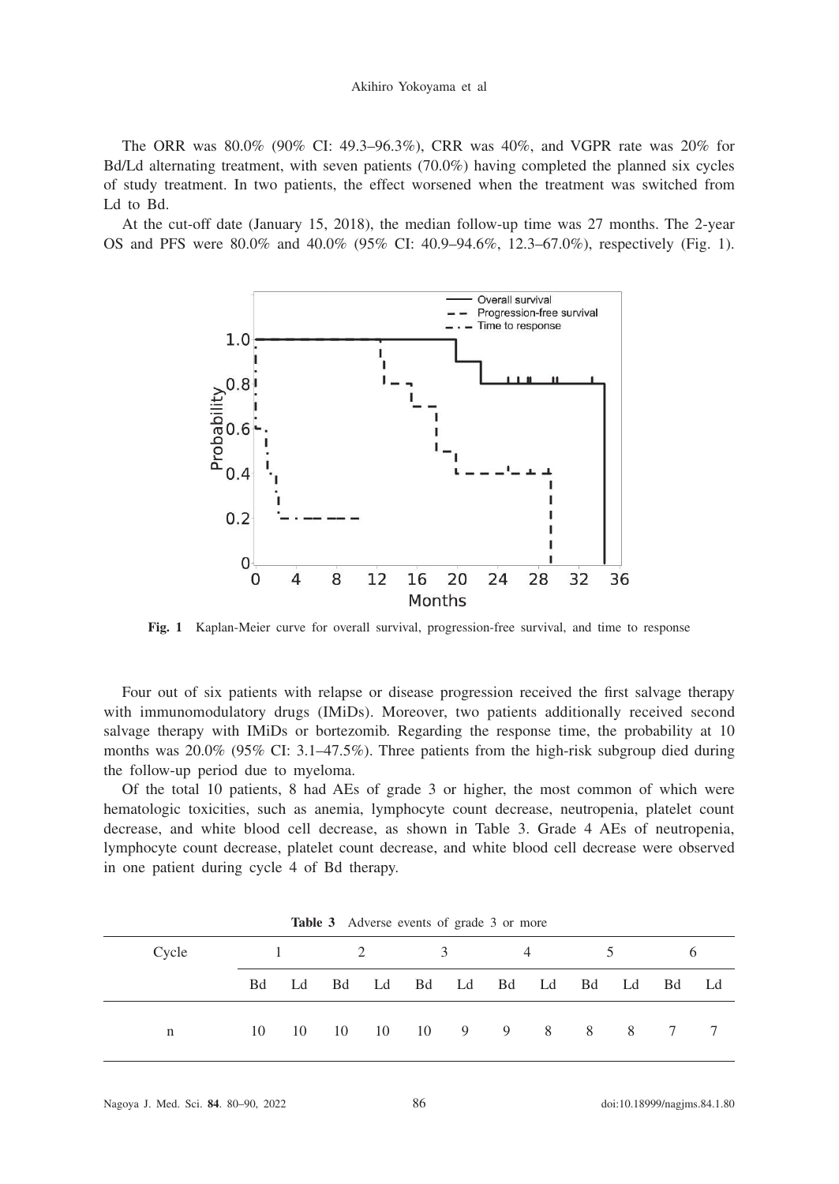The ORR was 80.0% (90% CI: 49.3–96.3%), CRR was 40%, and VGPR rate was 20% for Bd/Ld alternating treatment, with seven patients (70.0%) having completed the planned six cycles of study treatment. In two patients, the effect worsened when the treatment was switched from Ld to Bd.

At the cut-off date (January 15, 2018), the median follow-up time was 27 months. The 2-year OS and PFS were 80.0% and 40.0% (95% CI: 40.9–94.6%, 12.3–67.0%), respectively (Fig. 1).

**Fig. 1** Kaplan-Meier curve for overall survival, progression-free survival, and time to response

Four out of six patients with relapse or disease progression received the first salvage therapy with immunomodulatory drugs (IMiDs). Moreover, two patients additionally received second salvage therapy with IMiDs or bortezomib. Regarding the response time, the probability at 10 months was 20.0% (95% CI: 3.1–47.5%). Three patients from the high-risk subgroup died during the follow-up period due to myeloma.

Of the total 10 patients, 8 had AEs of grade 3 or higher, the most common of which were hematologic toxicities, such as anemia, lymphocyte count decrease, neutropenia, platelet count decrease, and white blood cell decrease, as shown in Table 3. Grade 4 AEs of neutropenia, lymphocyte count decrease, platelet count decrease, and white blood cell decrease were observed in one patient during cycle 4 of Bd therapy.

**Table 3** Adverse events of grade 3 or more

| Cycle | 1 | | 2 | | 3 | | 4 | | 5 | | 6 | |
|---|---|---|---|---|---|---|---|---|---|---|---|---|
| | Bd | Ld | Bd | Ld | Bd | Ld | Bd | Ld | Bd | Ld | Bd | Ld |
| n | 10 | 10 | 10 | 10 | 10 | 9 | 9 | 8 | 8 | 8 | 7 | 7 |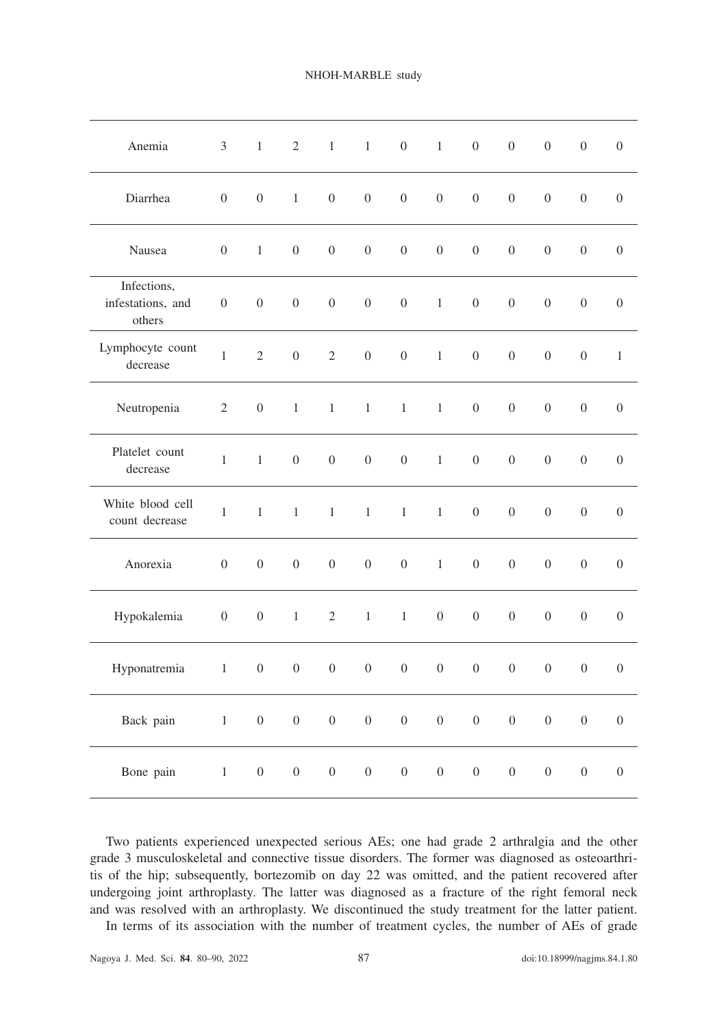| | | | | | | | | | | | | |
|---|---|---|---|---|---|---|---|---|---|---|---|---|
| Anemia | 3 | 1 | 2 | 1 | 1 | 0 | 1 | 0 | 0 | 0 | 0 | 0 |
| Diarrhea | 0 | 0 | 1 | 0 | 0 | 0 | 0 | 0 | 0 | 0 | 0 | 0 |
| Nausea | 0 | 1 | 0 | 0 | 0 | 0 | 0 | 0 | 0 | 0 | 0 | 0 |
| Infections, infestations, and others | 0 | 0 | 0 | 0 | 0 | 0 | 1 | 0 | 0 | 0 | 0 | 0 |
| Lymphocyte count decrease | 1 | 2 | 0 | 2 | 0 | 0 | 1 | 0 | 0 | 0 | 0 | 1 |
| Neutropenia | 2 | 0 | 1 | 1 | 1 | 1 | 1 | 0 | 0 | 0 | 0 | 0 |
| Platelet count decrease | 1 | 1 | 0 | 0 | 0 | 0 | 1 | 0 | 0 | 0 | 0 | 0 |
| White blood cell count decrease | 1 | 1 | 1 | 1 | 1 | 1 | 1 | 0 | 0 | 0 | 0 | 0 |
| Anorexia | 0 | 0 | 0 | 0 | 0 | 0 | 1 | 0 | 0 | 0 | 0 | 0 |
| Hypokalemia | 0 | 0 | 1 | 2 | 1 | 1 | 0 | 0 | 0 | 0 | 0 | 0 |
| Hyponatremia | 1 | 0 | 0 | 0 | 0 | 0 | 0 | 0 | 0 | 0 | 0 | 0 |
| Back pain | 1 | 0 | 0 | 0 | 0 | 0 | 0 | 0 | 0 | 0 | 0 | 0 |
| Bone pain | 1 | 0 | 0 | 0 | 0 | 0 | 0 | 0 | 0 | 0 | 0 | 0 |

Two patients experienced unexpected serious AEs; one had grade 2 arthralgia and the other grade 3 musculoskeletal and connective tissue disorders. The former was diagnosed as osteoarthritis of the hip; subsequently, bortezomib on day 22 was omitted, and the patient recovered after undergoing joint arthroplasty. The latter was diagnosed as a fracture of the right femoral neck and was resolved with an arthroplasty. We discontinued the study treatment for the latter patient.

In terms of its association with the number of treatment cycles, the number of AEs of grade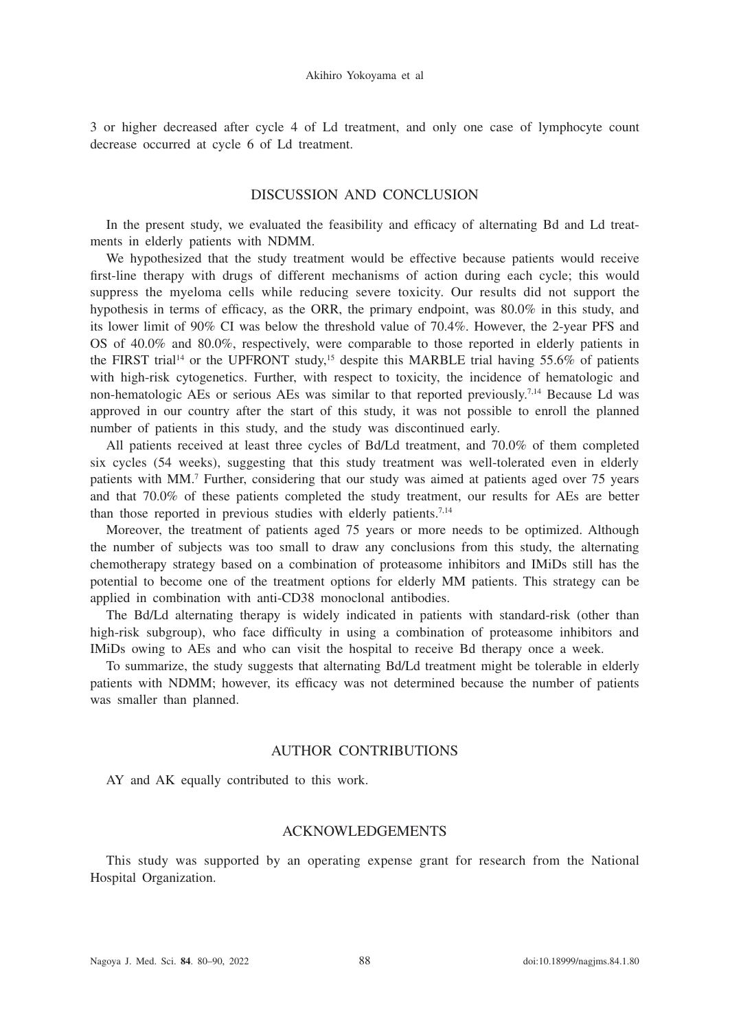3 or higher decreased after cycle 4 of Ld treatment, and only one case of lymphocyte count decrease occurred at cycle 6 of Ld treatment.

## DISCUSSION AND CONCLUSION

In the present study, we evaluated the feasibility and efficacy of alternating Bd and Ld treatments in elderly patients with NDMM.

We hypothesized that the study treatment would be effective because patients would receive first-line therapy with drugs of different mechanisms of action during each cycle; this would suppress the myeloma cells while reducing severe toxicity. Our results did not support the hypothesis in terms of efficacy, as the ORR, the primary endpoint, was 80.0% in this study, and its lower limit of 90% CI was below the threshold value of 70.4%. However, the 2-year PFS and OS of 40.0% and 80.0%, respectively, were comparable to those reported in elderly patients in the FIRST trial[14] or the UPFRONT study,[15] despite this MARBLE trial having 55.6% of patients with high-risk cytogenetics. Further, with respect to toxicity, the incidence of hematologic and non-hematologic AEs or serious AEs was similar to that reported previously.[7,14] Because Ld was approved in our country after the start of this study, it was not possible to enroll the planned number of patients in this study, and the study was discontinued early.

All patients received at least three cycles of Bd/Ld treatment, and 70.0% of them completed six cycles (54 weeks), suggesting that this study treatment was well-tolerated even in elderly patients with MM.[7] Further, considering that our study was aimed at patients aged over 75 years and that 70.0% of these patients completed the study treatment, our results for AEs are better than those reported in previous studies with elderly patients.[7,14]

Moreover, the treatment of patients aged 75 years or more needs to be optimized. Although the number of subjects was too small to draw any conclusions from this study, the alternating chemotherapy strategy based on a combination of proteasome inhibitors and IMiDs still has the potential to become one of the treatment options for elderly MM patients. This strategy can be applied in combination with anti-CD38 monoclonal antibodies.

The Bd/Ld alternating therapy is widely indicated in patients with standard-risk (other than high-risk subgroup), who face difficulty in using a combination of proteasome inhibitors and IMiDs owing to AEs and who can visit the hospital to receive Bd therapy once a week.

To summarize, the study suggests that alternating Bd/Ld treatment might be tolerable in elderly patients with NDMM; however, its efficacy was not determined because the number of patients was smaller than planned.

## AUTHOR CONTRIBUTIONS

AY and AK equally contributed to this work.

## ACKNOWLEDGEMENTS

This study was supported by an operating expense grant for research from the National Hospital Organization.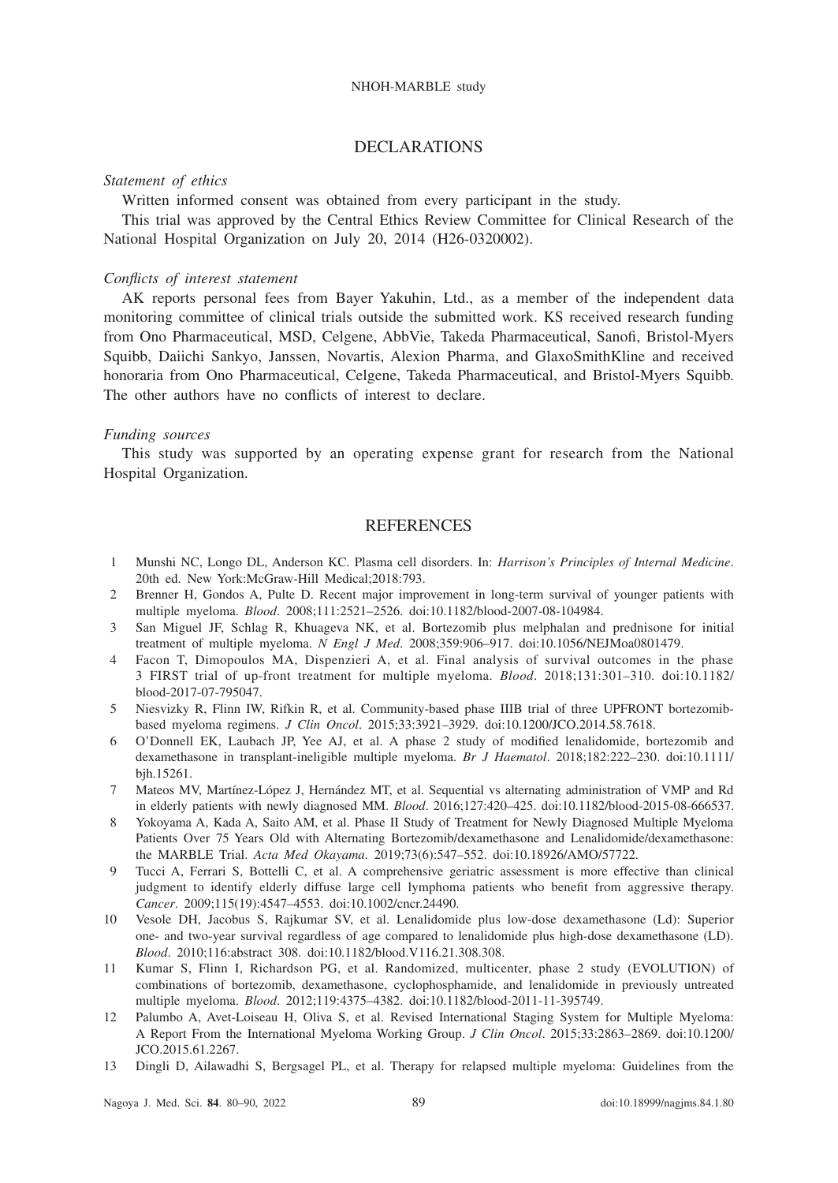## DECLARATIONS

*Statement of ethics*

Written informed consent was obtained from every participant in the study.

This trial was approved by the Central Ethics Review Committee for Clinical Research of the National Hospital Organization on July 20, 2014 (H26-0320002).

*Conflicts of interest statement*

AK reports personal fees from Bayer Yakuhin, Ltd., as a member of the independent data monitoring committee of clinical trials outside the submitted work. KS received research funding from Ono Pharmaceutical, MSD, Celgene, AbbVie, Takeda Pharmaceutical, Sanofi, Bristol-Myers Squibb, Daiichi Sankyo, Janssen, Novartis, Alexion Pharma, and GlaxoSmithKline and received honoraria from Ono Pharmaceutical, Celgene, Takeda Pharmaceutical, and Bristol-Myers Squibb. The other authors have no conflicts of interest to declare.

*Funding sources*

This study was supported by an operating expense grant for research from the National Hospital Organization.

## REFERENCES

1. Munshi NC, Longo DL, Anderson KC. Plasma cell disorders. In: *Harrison's Principles of Internal Medicine*. 20th ed. New York:McGraw-Hill Medical;2018:793.
2. Brenner H, Gondos A, Pulte D. Recent major improvement in long-term survival of younger patients with multiple myeloma. *Blood*. 2008;111:2521–2526. doi:10.1182/blood-2007-08-104984.
3. San Miguel JF, Schlag R, Khuageva NK, et al. Bortezomib plus melphalan and prednisone for initial treatment of multiple myeloma. *N Engl J Med*. 2008;359:906–917. doi:10.1056/NEJMoa0801479.
4. Facon T, Dimopoulos MA, Dispenzieri A, et al. Final analysis of survival outcomes in the phase 3 FIRST trial of up-front treatment for multiple myeloma. *Blood*. 2018;131:301–310. doi:10.1182/blood-2017-07-795047.
5. Niesvizky R, Flinn IW, Rifkin R, et al. Community-based phase IIIB trial of three UPFRONT bortezomib-based myeloma regimens. *J Clin Oncol*. 2015;33:3921–3929. doi:10.1200/JCO.2014.58.7618.
6. O'Donnell EK, Laubach JP, Yee AJ, et al. A phase 2 study of modified lenalidomide, bortezomib and dexamethasone in transplant-ineligible multiple myeloma. *Br J Haematol*. 2018;182:222–230. doi:10.1111/bjh.15261.
7. Mateos MV, Martínez-López J, Hernández MT, et al. Sequential vs alternating administration of VMP and Rd in elderly patients with newly diagnosed MM. *Blood*. 2016;127:420–425. doi:10.1182/blood-2015-08-666537.
8. Yokoyama A, Kada A, Saito AM, et al. Phase II Study of Treatment for Newly Diagnosed Multiple Myeloma Patients Over 75 Years Old with Alternating Bortezomib/dexamethasone and Lenalidomide/dexamethasone: the MARBLE Trial. *Acta Med Okayama*. 2019;73(6):547–552. doi:10.18926/AMO/57722.
9. Tucci A, Ferrari S, Bottelli C, et al. A comprehensive geriatric assessment is more effective than clinical judgment to identify elderly diffuse large cell lymphoma patients who benefit from aggressive therapy. *Cancer*. 2009;115(19):4547–4553. doi:10.1002/cncr.24490.
10. Vesole DH, Jacobus S, Rajkumar SV, et al. Lenalidomide plus low-dose dexamethasone (Ld): Superior one- and two-year survival regardless of age compared to lenalidomide plus high-dose dexamethasone (LD). *Blood*. 2010;116:abstract 308. doi:10.1182/blood.V116.21.308.308.
11. Kumar S, Flinn I, Richardson PG, et al. Randomized, multicenter, phase 2 study (EVOLUTION) of combinations of bortezomib, dexamethasone, cyclophosphamide, and lenalidomide in previously untreated multiple myeloma. *Blood*. 2012;119:4375–4382. doi:10.1182/blood-2011-11-395749.
12. Palumbo A, Avet-Loiseau H, Oliva S, et al. Revised International Staging System for Multiple Myeloma: A Report From the International Myeloma Working Group. *J Clin Oncol*. 2015;33:2863–2869. doi:10.1200/JCO.2015.61.2267.
13. Dingli D, Ailawadhi S, Bergsagel PL, et al. Therapy for relapsed multiple myeloma: Guidelines from the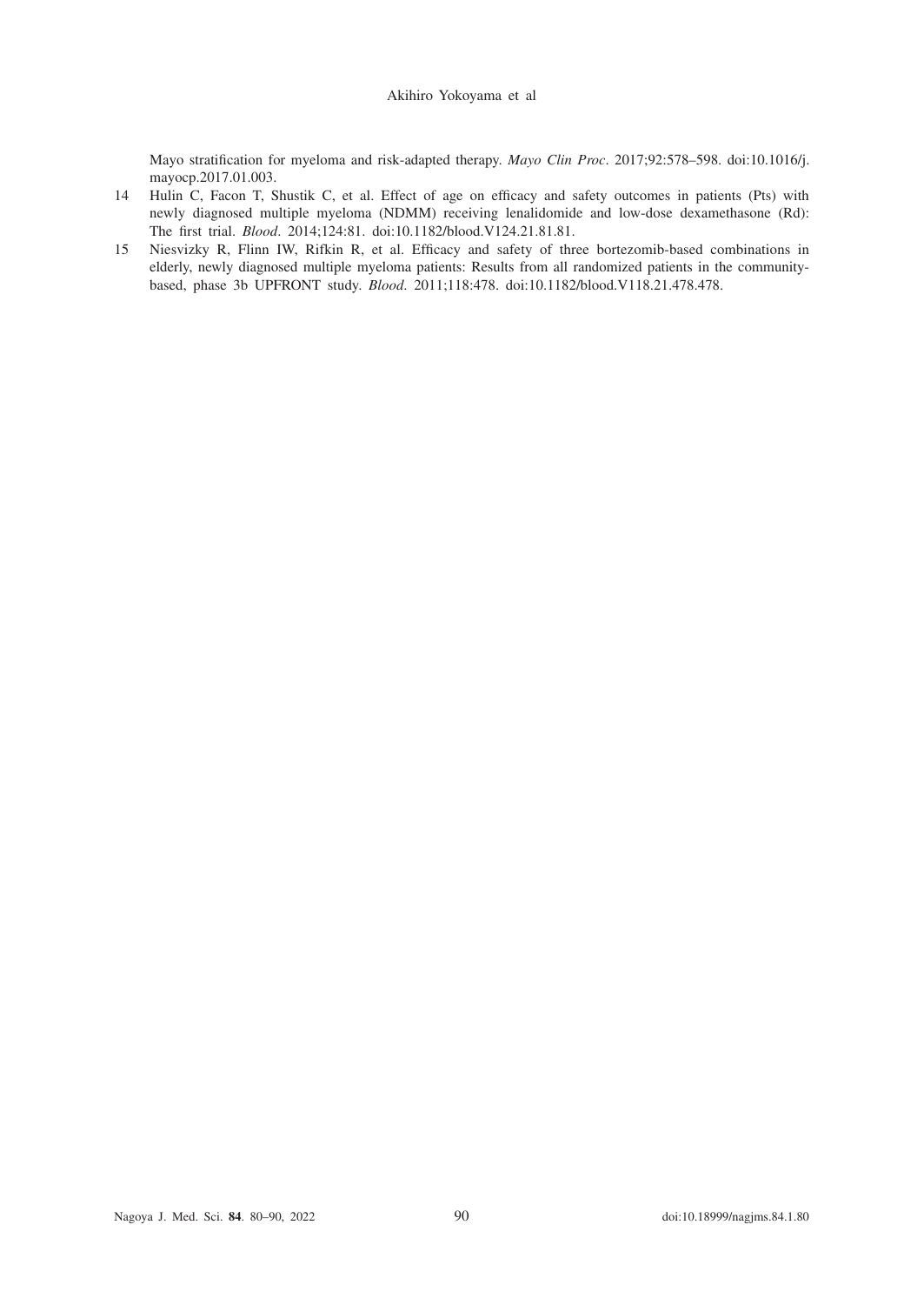Mayo stratification for myeloma and risk-adapted therapy. *Mayo Clin Proc*. 2017;92:578–598. doi:10.1016/j.mayocp.2017.01.003.

14 Hulin C, Facon T, Shustik C, et al. Effect of age on efficacy and safety outcomes in patients (Pts) with newly diagnosed multiple myeloma (NDMM) receiving lenalidomide and low-dose dexamethasone (Rd): The first trial. *Blood*. 2014;124:81. doi:10.1182/blood.V124.21.81.81.

15 Niesvizky R, Flinn IW, Rifkin R, et al. Efficacy and safety of three bortezomib-based combinations in elderly, newly diagnosed multiple myeloma patients: Results from all randomized patients in the community-based, phase 3b UPFRONT study. *Blood*. 2011;118:478. doi:10.1182/blood.V118.21.478.478.